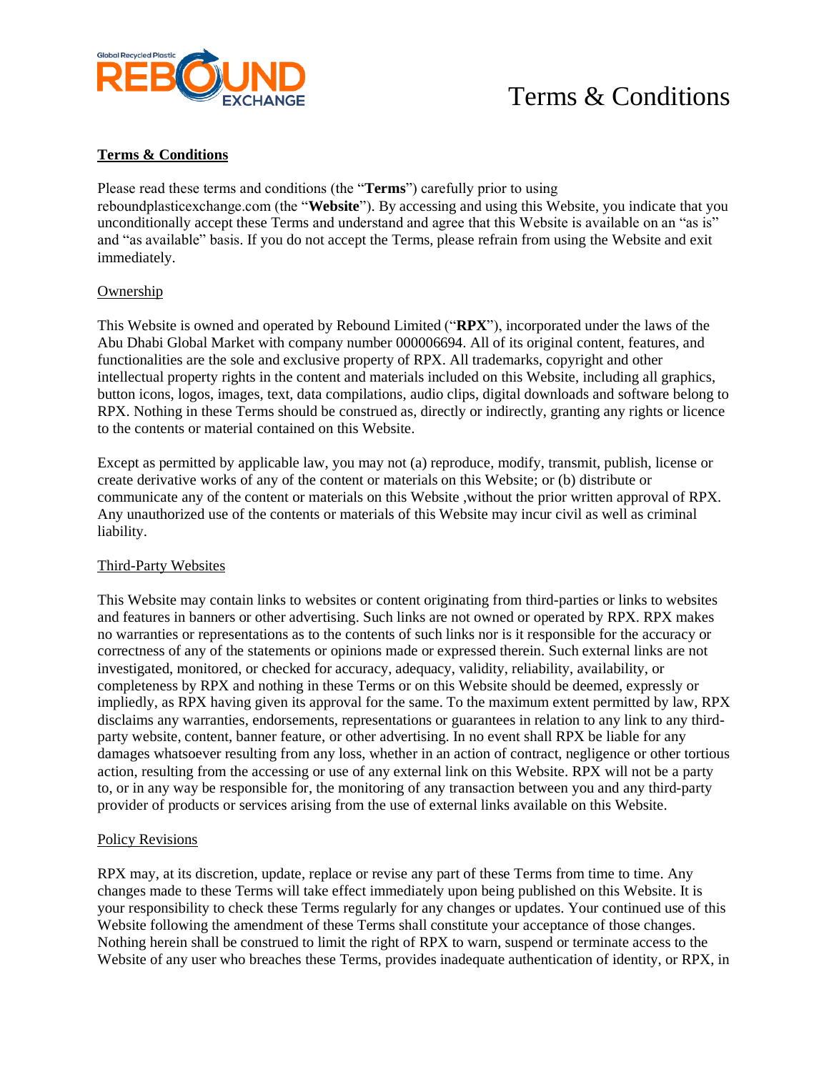# Terms & Conditions

**Terms & Conditions**

Please read these terms and conditions (the "**Terms**") carefully prior to using reboundplasticexchange.com (the "**Website**"). By accessing and using this Website, you indicate that you unconditionally accept these Terms and understand and agree that this Website is available on an "as is" and "as available" basis. If you do not accept the Terms, please refrain from using the Website and exit immediately.

## Ownership

This Website is owned and operated by Rebound Limited ("**RPX**"), incorporated under the laws of the Abu Dhabi Global Market with company number 000006694. All of its original content, features, and functionalities are the sole and exclusive property of RPX. All trademarks, copyright and other intellectual property rights in the content and materials included on this Website, including all graphics, button icons, logos, images, text, data compilations, audio clips, digital downloads and software belong to RPX. Nothing in these Terms should be construed as, directly or indirectly, granting any rights or licence to the contents or material contained on this Website.

Except as permitted by applicable law, you may not (a) reproduce, modify, transmit, publish, license or create derivative works of any of the content or materials on this Website; or (b) distribute or communicate any of the content or materials on this Website ,without the prior written approval of RPX. Any unauthorized use of the contents or materials of this Website may incur civil as well as criminal liability.

## Third-Party Websites

This Website may contain links to websites or content originating from third-parties or links to websites and features in banners or other advertising. Such links are not owned or operated by RPX. RPX makes no warranties or representations as to the contents of such links nor is it responsible for the accuracy or correctness of any of the statements or opinions made or expressed therein. Such external links are not investigated, monitored, or checked for accuracy, adequacy, validity, reliability, availability, or completeness by RPX and nothing in these Terms or on this Website should be deemed, expressly or impliedly, as RPX having given its approval for the same. To the maximum extent permitted by law, RPX disclaims any warranties, endorsements, representations or guarantees in relation to any link to any third-party website, content, banner feature, or other advertising. In no event shall RPX be liable for any damages whatsoever resulting from any loss, whether in an action of contract, negligence or other tortious action, resulting from the accessing or use of any external link on this Website. RPX will not be a party to, or in any way be responsible for, the monitoring of any transaction between you and any third-party provider of products or services arising from the use of external links available on this Website.

## Policy Revisions

RPX may, at its discretion, update, replace or revise any part of these Terms from time to time. Any changes made to these Terms will take effect immediately upon being published on this Website. It is your responsibility to check these Terms regularly for any changes or updates. Your continued use of this Website following the amendment of these Terms shall constitute your acceptance of those changes. Nothing herein shall be construed to limit the right of RPX to warn, suspend or terminate access to the Website of any user who breaches these Terms, provides inadequate authentication of identity, or RPX, in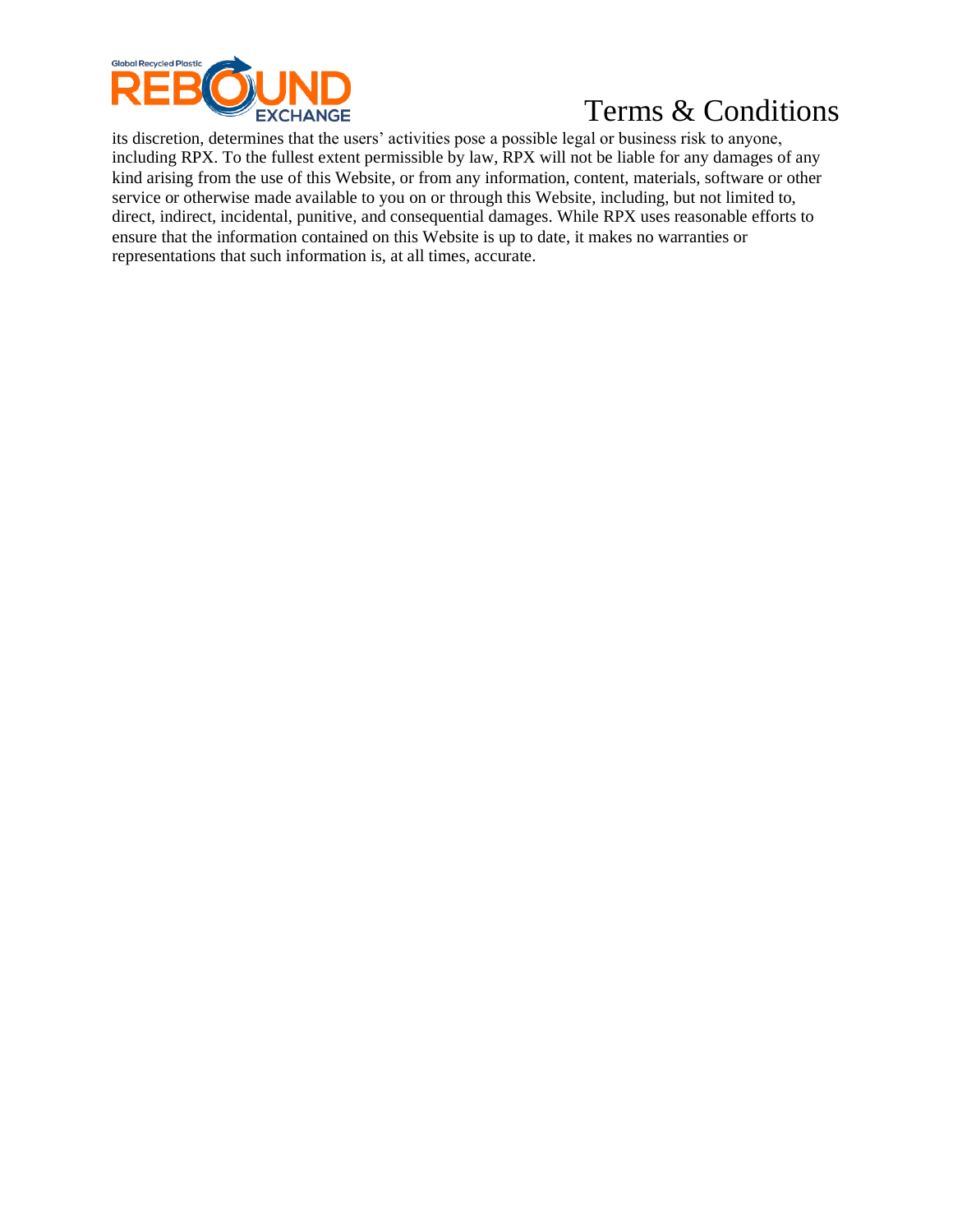its discretion, determines that the users' activities pose a possible legal or business risk to anyone, including RPX. To the fullest extent permissible by law, RPX will not be liable for any damages of any kind arising from the use of this Website, or from any information, content, materials, software or other service or otherwise made available to you on or through this Website, including, but not limited to, direct, indirect, incidental, punitive, and consequential damages. While RPX uses reasonable efforts to ensure that the information contained on this Website is up to date, it makes no warranties or representations that such information is, at all times, accurate.